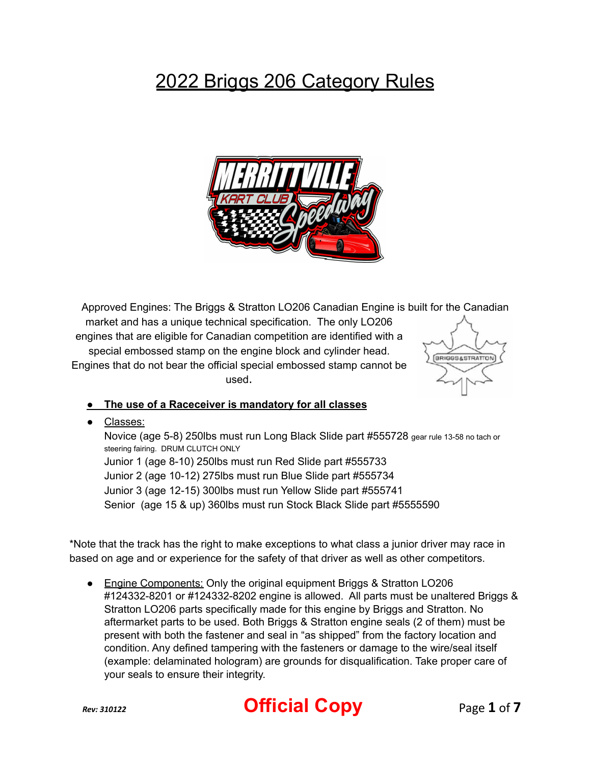# 2022 Briggs 206 Category Rules

Approved Engines: The Briggs & Stratton LO206 Canadian Engine is built for the Canadian market and has a unique technical specification. The only LO206 engines that are eligible for Canadian competition are identified with a special embossed stamp on the engine block and cylinder head. Engines that do not bear the official special embossed stamp cannot be used.

- **The use of a Raceceiver is mandatory for all classes**
- Classes:
  Novice (age 5-8) 250lbs must run Long Black Slide part #555728 gear rule 13-58 no tach or steering fairing. DRUM CLUTCH ONLY
  Junior 1 (age 8-10) 250lbs must run Red Slide part #555733
  Junior 2 (age 10-12) 275lbs must run Blue Slide part #555734
  Junior 3 (age 12-15) 300lbs must run Yellow Slide part #555741
  Senior (age 15 & up) 360lbs must run Stock Black Slide part #5555590

*Note that the track has the right to make exceptions to what class a junior driver may race in based on age and or experience for the safety of that driver as well as other competitors.

- Engine Components: Only the original equipment Briggs & Stratton LO206 #124332-8201 or #124332-8202 engine is allowed. All parts must be unaltered Briggs & Stratton LO206 parts specifically made for this engine by Briggs and Stratton. No aftermarket parts to be used. Both Briggs & Stratton engine seals (2 of them) must be present with both the fastener and seal in "as shipped" from the factory location and condition. Any defined tampering with the fasteners or damage to the wire/seal itself (example: delaminated hologram) are grounds for disqualification. Take proper care of your seals to ensure their integrity.

*Rev: 310122*

**Official Copy**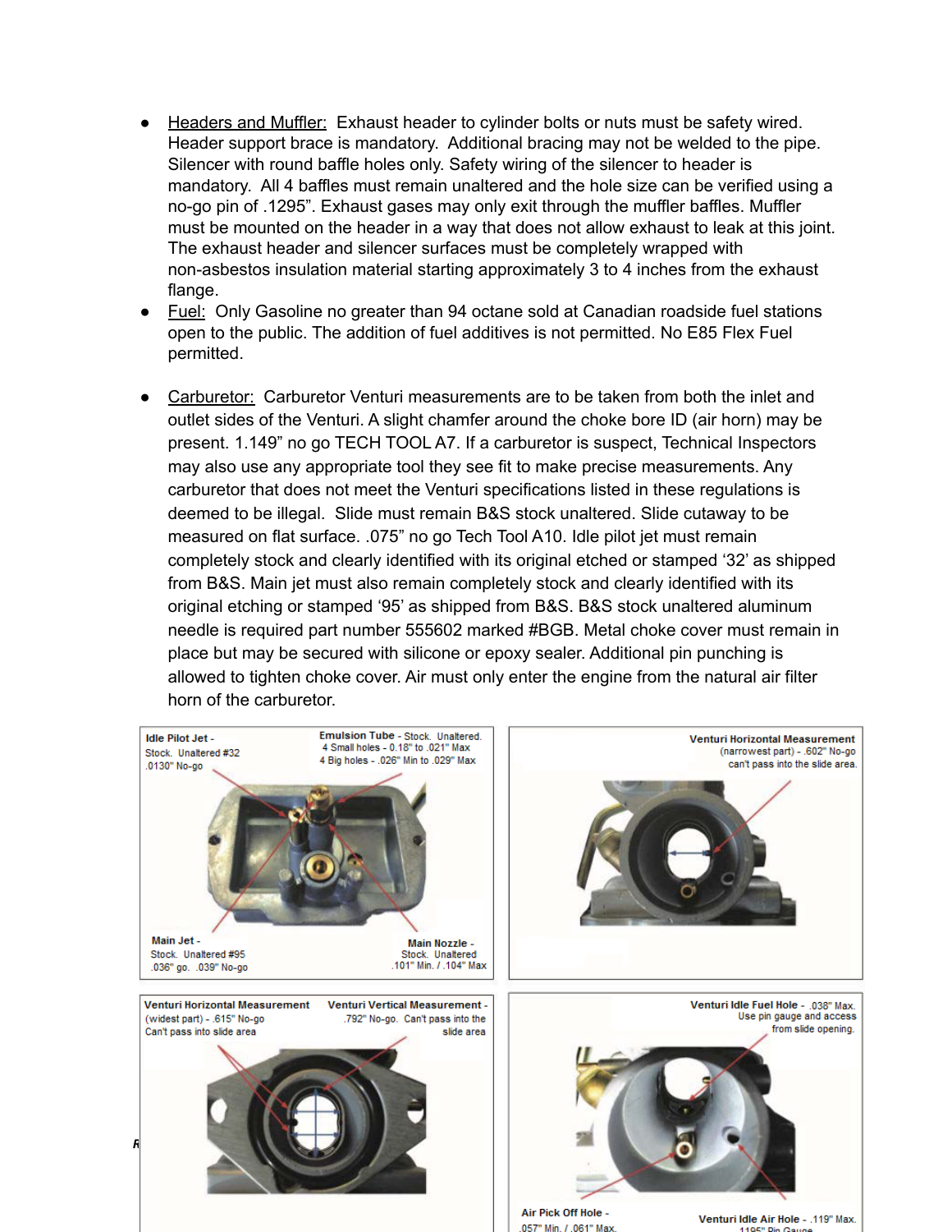- Headers and Muffler: Exhaust header to cylinder bolts or nuts must be safety wired. Header support brace is mandatory. Additional bracing may not be welded to the pipe. Silencer with round baffle holes only. Safety wiring of the silencer to header is mandatory. All 4 baffles must remain unaltered and the hole size can be verified using a no-go pin of .1295". Exhaust gases may only exit through the muffler baffles. Muffler must be mounted on the header in a way that does not allow exhaust to leak at this joint. The exhaust header and silencer surfaces must be completely wrapped with non-asbestos insulation material starting approximately 3 to 4 inches from the exhaust flange.
- Fuel: Only Gasoline no greater than 94 octane sold at Canadian roadside fuel stations open to the public. The addition of fuel additives is not permitted. No E85 Flex Fuel permitted.

- Carburetor: Carburetor Venturi measurements are to be taken from both the inlet and outlet sides of the Venturi. A slight chamfer around the choke bore ID (air horn) may be present. 1.149" no go TECH TOOL A7. If a carburetor is suspect, Technical Inspectors may also use any appropriate tool they see fit to make precise measurements. Any carburetor that does not meet the Venturi specifications listed in these regulations is deemed to be illegal. Slide must remain B&S stock unaltered. Slide cutaway to be measured on flat surface. .075" no go Tech Tool A10. Idle pilot jet must remain completely stock and clearly identified with its original etched or stamped '32' as shipped from B&S. Main jet must also remain completely stock and clearly identified with its original etching or stamped '95' as shipped from B&S. B&S stock unaltered aluminum needle is required part number 555602 marked #BGB. Metal choke cover must remain in place but may be secured with silicone or epoxy sealer. Additional pin punching is allowed to tighten choke cover. Air must only enter the engine from the natural air filter horn of the carburetor.

**Idle Pilot Jet** - Stock. Unaltered #32 .0130" No-go

**Emulsion Tube** - Stock. Unaltered. 4 Small holes - 0.18" to .021" Max 4 Big holes - .026" Min to .029" Max

**Main Jet** - Stock. Unaltered #95 .036" go. .039" No-go

**Main Nozzle** - Stock. Unaltered .101" Min. / .104" Max

**Venturi Horizontal Measurement** (narrowest part) - .602" No-go can't pass into the slide area.

**Venturi Horizontal Measurement** (widest part) - .615" No-go Can't pass into slide area

**Venturi Vertical Measurement** - .792" No-go. Can't pass into the slide area

**Venturi Idle Fuel Hole** - .038" Max. Use pin gauge and access from slide opening.

**Air Pick Off Hole** - .057" Min. / .061" Max.

**Venturi Idle Air Hole** - .119" Max. .1195" Pin Gauge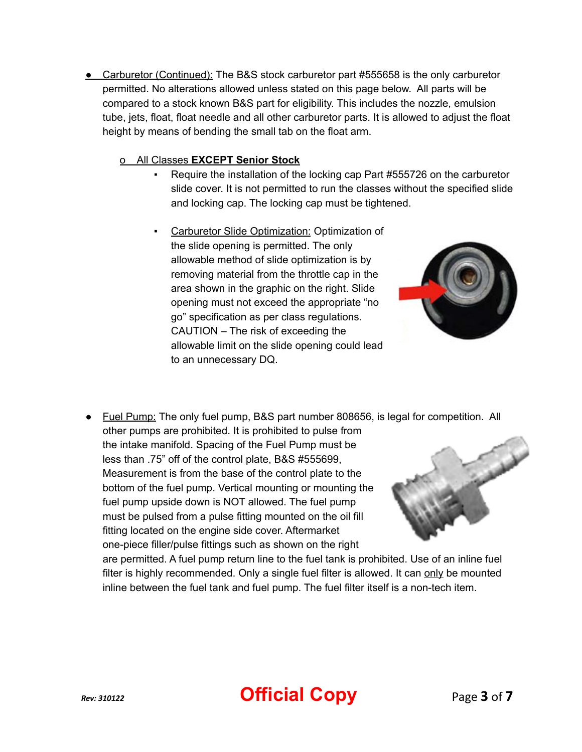- <u>Carburetor (Continued):</u> The B&S stock carburetor part #555658 is the only carburetor permitted. No alterations allowed unless stated on this page below. All parts will be compared to a stock known B&S part for eligibility. This includes the nozzle, emulsion tube, jets, float, float needle and all other carburetor parts. It is allowed to adjust the float height by means of bending the small tab on the float arm.

  - <u>All Classes **EXCEPT Senior Stock**</u>
    - Require the installation of the locking cap Part #555726 on the carburetor slide cover. It is not permitted to run the classes without the specified slide and locking cap. The locking cap must be tightened.
    - <u>Carburetor Slide Optimization:</u> Optimization of the slide opening is permitted. The only allowable method of slide optimization is by removing material from the throttle cap in the area shown in the graphic on the right. Slide opening must not exceed the appropriate "no go" specification as per class regulations. CAUTION – The risk of exceeding the allowable limit on the slide opening could lead to an unnecessary DQ.

- <u>Fuel Pump:</u> The only fuel pump, B&S part number 808656, is legal for competition. All other pumps are prohibited. It is prohibited to pulse from the intake manifold. Spacing of the Fuel Pump must be less than .75" off of the control plate, B&S #555699, Measurement is from the base of the control plate to the bottom of the fuel pump. Vertical mounting or mounting the fuel pump upside down is NOT allowed. The fuel pump must be pulsed from a pulse fitting mounted on the oil fill fitting located on the engine side cover. Aftermarket one-piece filler/pulse fittings such as shown on the right are permitted. A fuel pump return line to the fuel tank is prohibited. Use of an inline fuel filter is highly recommended. Only a single fuel filter is allowed. It can <u>only</u> be mounted inline between the fuel tank and fuel pump. The fuel filter itself is a non-tech item.

Rev: 310122

Official Copy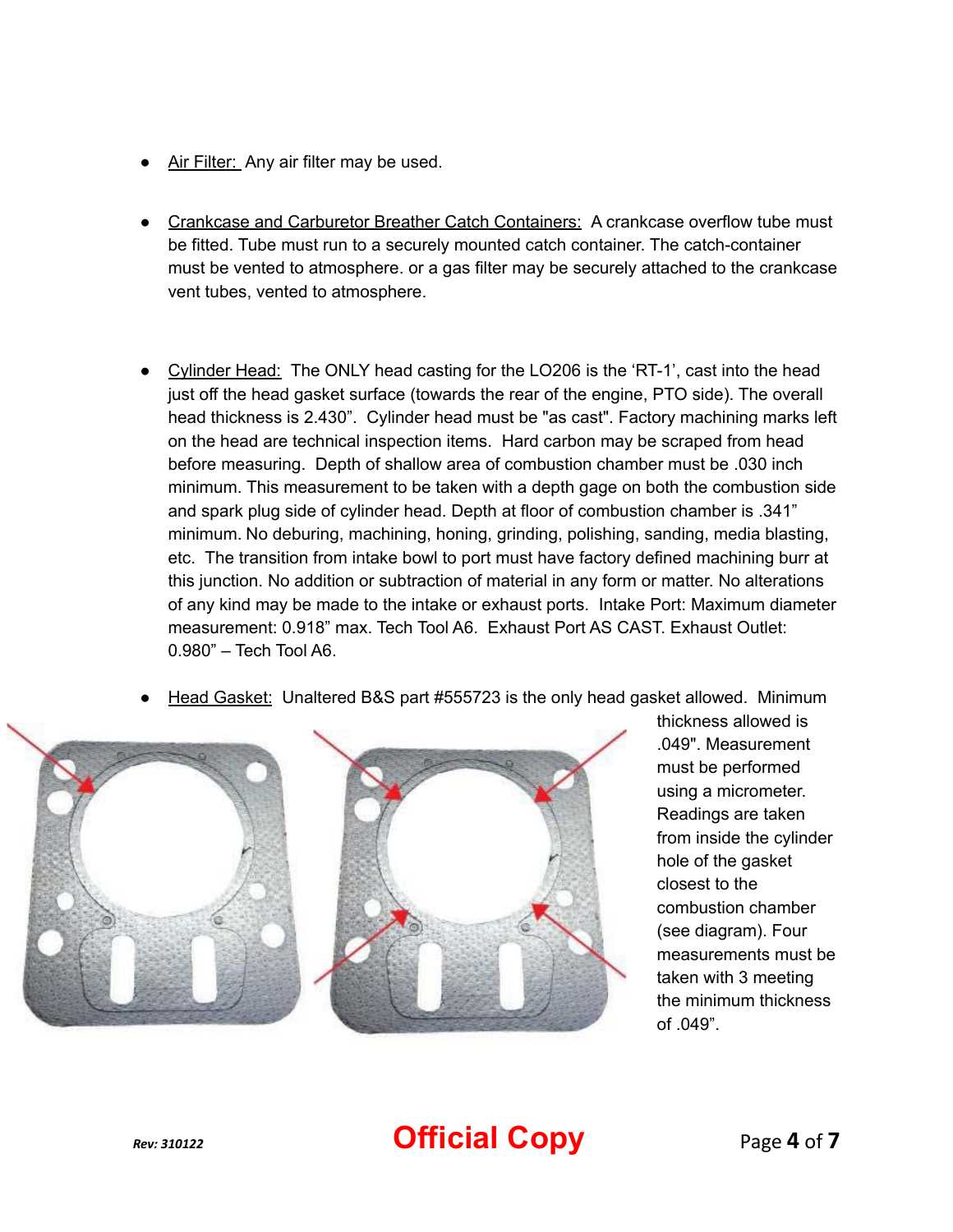- Air Filter: Any air filter may be used.

- Crankcase and Carburetor Breather Catch Containers: A crankcase overflow tube must be fitted. Tube must run to a securely mounted catch container. The catch-container must be vented to atmosphere. or a gas filter may be securely attached to the crankcase vent tubes, vented to atmosphere.

- Cylinder Head: The ONLY head casting for the LO206 is the 'RT-1', cast into the head just off the head gasket surface (towards the rear of the engine, PTO side). The overall head thickness is 2.430". Cylinder head must be "as cast". Factory machining marks left on the head are technical inspection items. Hard carbon may be scraped from head before measuring. Depth of shallow area of combustion chamber must be .030 inch minimum. This measurement to be taken with a depth gage on both the combustion side and spark plug side of cylinder head. Depth at floor of combustion chamber is .341" minimum. No deburing, machining, honing, grinding, polishing, sanding, media blasting, etc. The transition from intake bowl to port must have factory defined machining burr at this junction. No addition or subtraction of material in any form or matter. No alterations of any kind may be made to the intake or exhaust ports. Intake Port: Maximum diameter measurement: 0.918" max. Tech Tool A6. Exhaust Port AS CAST. Exhaust Outlet: 0.980" – Tech Tool A6.

- Head Gasket: Unaltered B&S part #555723 is the only head gasket allowed. Minimum thickness allowed is .049". Measurement must be performed using a micrometer. Readings are taken from inside the cylinder hole of the gasket closest to the combustion chamber (see diagram). Four measurements must be taken with 3 meeting the minimum thickness of .049".

Official Copy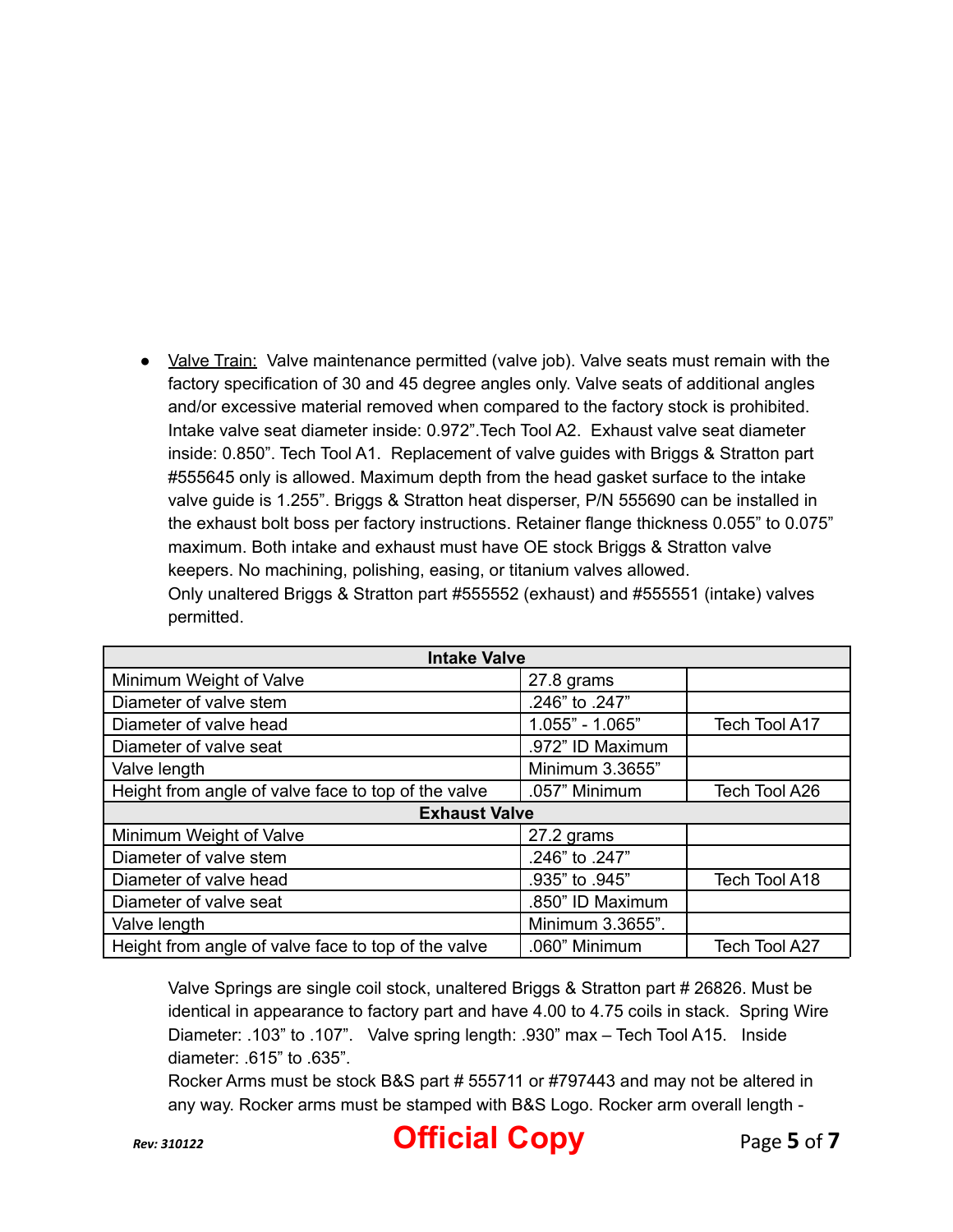- <u>Valve Train:</u> Valve maintenance permitted (valve job). Valve seats must remain with the factory specification of 30 and 45 degree angles only. Valve seats of additional angles and/or excessive material removed when compared to the factory stock is prohibited. Intake valve seat diameter inside: 0.972".Tech Tool A2. Exhaust valve seat diameter inside: 0.850". Tech Tool A1. Replacement of valve guides with Briggs & Stratton part #555645 only is allowed. Maximum depth from the head gasket surface to the intake valve guide is 1.255". Briggs & Stratton heat disperser, P/N 555690 can be installed in the exhaust bolt boss per factory instructions. Retainer flange thickness 0.055" to 0.075" maximum. Both intake and exhaust must have OE stock Briggs & Stratton valve keepers. No machining, polishing, easing, or titanium valves allowed.
  Only unaltered Briggs & Stratton part #555552 (exhaust) and #555551 (intake) valves permitted.

| Intake Valve | | |
|---|---|---|
| Minimum Weight of Valve | 27.8 grams | |
| Diameter of valve stem | .246" to .247" | |
| Diameter of valve head | 1.055" - 1.065" | Tech Tool A17 |
| Diameter of valve seat | .972" ID Maximum | |
| Valve length | Minimum 3.3655" | |
| Height from angle of valve face to top of the valve | .057" Minimum | Tech Tool A26 |
| **Exhaust Valve** | | |
| Minimum Weight of Valve | 27.2 grams | |
| Diameter of valve stem | .246" to .247" | |
| Diameter of valve head | .935" to .945" | Tech Tool A18 |
| Diameter of valve seat | .850" ID Maximum | |
| Valve length | Minimum 3.3655". | |
| Height from angle of valve face to top of the valve | .060" Minimum | Tech Tool A27 |

Valve Springs are single coil stock, unaltered Briggs & Stratton part # 26826. Must be identical in appearance to factory part and have 4.00 to 4.75 coils in stack. Spring Wire Diameter: .103" to .107". Valve spring length: .930" max – Tech Tool A15. Inside diameter: .615" to .635".

Rocker Arms must be stock B&S part # 555711 or #797443 and may not be altered in any way. Rocker arms must be stamped with B&S Logo. Rocker arm overall length -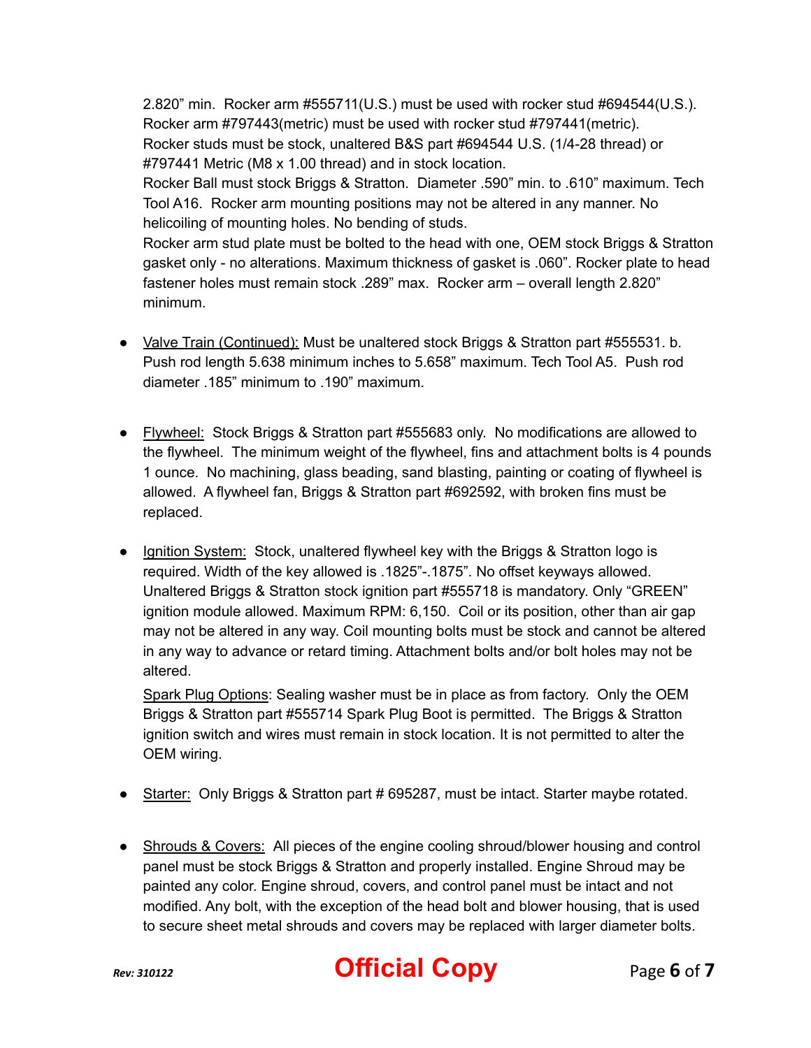2.820” min.  Rocker arm #555711(U.S.) must be used with rocker stud #694544(U.S.). Rocker arm #797443(metric) must be used with rocker stud #797441(metric). Rocker studs must be stock, unaltered B&S part #694544 U.S. (1/4-28 thread) or #797441 Metric (M8 x 1.00 thread) and in stock location.
Rocker Ball must stock Briggs & Stratton.  Diameter .590” min. to .610” maximum. Tech Tool A16.  Rocker arm mounting positions may not be altered in any manner. No helicoiling of mounting holes. No bending of studs.
Rocker arm stud plate must be bolted to the head with one, OEM stock Briggs & Stratton gasket only - no alterations. Maximum thickness of gasket is .060”. Rocker plate to head fastener holes must remain stock .289” max.  Rocker arm – overall length 2.820” minimum.

- <u>Valve Train (Continued):</u> Must be unaltered stock Briggs & Stratton part #555531. b. Push rod length 5.638 minimum inches to 5.658” maximum. Tech Tool A5.  Push rod diameter .185” minimum to .190” maximum.

- <u>Flywheel:</u>  Stock Briggs & Stratton part #555683 only.  No modifications are allowed to the flywheel.  The minimum weight of the flywheel, fins and attachment bolts is 4 pounds 1 ounce.  No machining, glass beading, sand blasting, painting or coating of flywheel is allowed.  A flywheel fan, Briggs & Stratton part #692592, with broken fins must be replaced.

- <u>Ignition System:</u>  Stock, unaltered flywheel key with the Briggs & Stratton logo is required. Width of the key allowed is .1825”-.1875”. No offset keyways allowed. Unaltered Briggs & Stratton stock ignition part #555718 is mandatory. Only “GREEN” ignition module allowed. Maximum RPM: 6,150.  Coil or its position, other than air gap may not be altered in any way. Coil mounting bolts must be stock and cannot be altered in any way to advance or retard timing. Attachment bolts and/or bolt holes may not be altered.

  <u>Spark Plug Options</u>: Sealing washer must be in place as from factory.  Only the OEM Briggs & Stratton part #555714 Spark Plug Boot is permitted.  The Briggs & Stratton ignition switch and wires must remain in stock location. It is not permitted to alter the OEM wiring.

- <u>Starter:</u>  Only Briggs & Stratton part # 695287, must be intact. Starter maybe rotated.

- <u>Shrouds & Covers:</u>  All pieces of the engine cooling shroud/blower housing and control panel must be stock Briggs & Stratton and properly installed. Engine Shroud may be painted any color. Engine shroud, covers, and control panel must be intact and not modified. Any bolt, with the exception of the head bolt and blower housing, that is used to secure sheet metal shrouds and covers may be replaced with larger diameter bolts.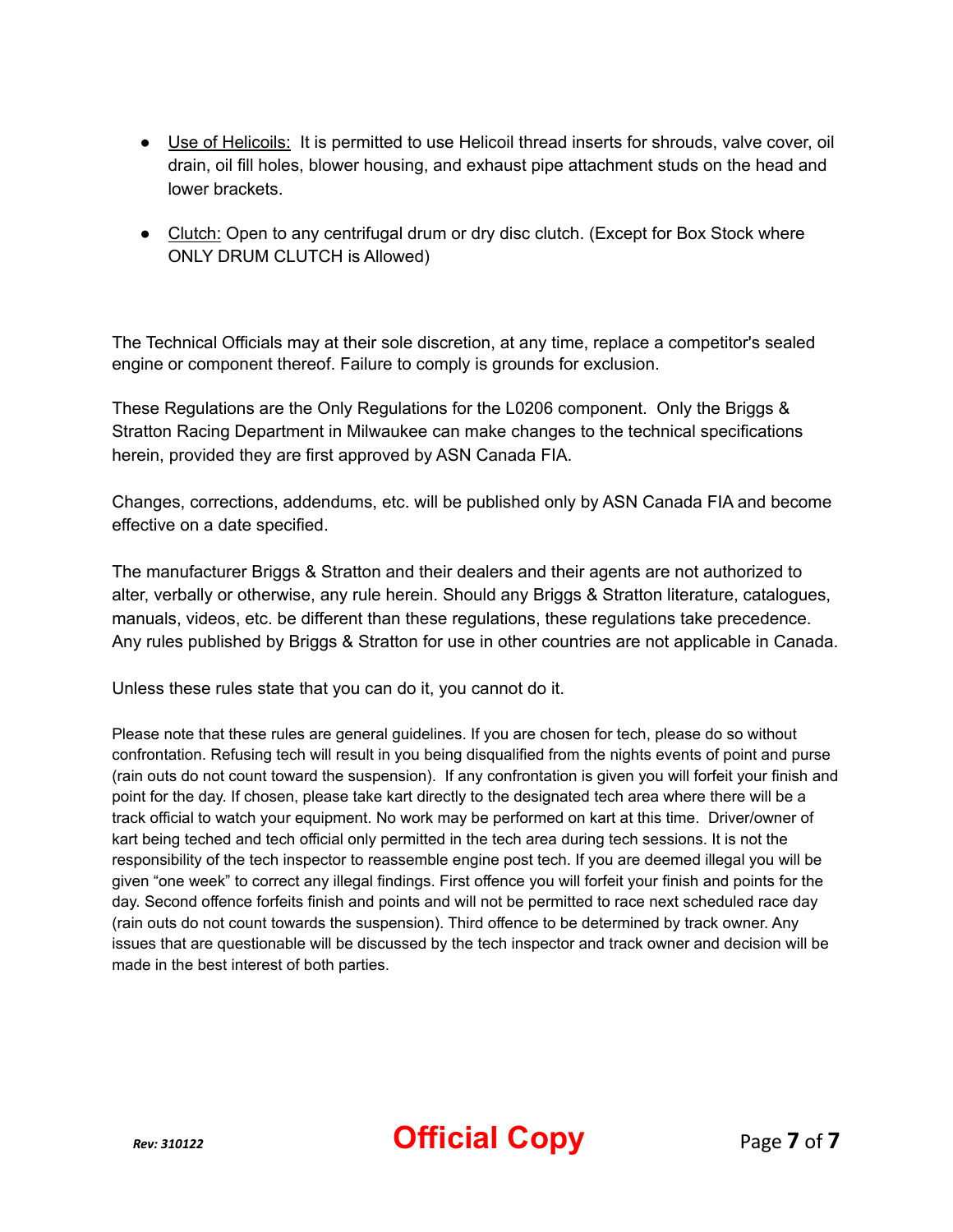- Use of Helicoils: It is permitted to use Helicoil thread inserts for shrouds, valve cover, oil drain, oil fill holes, blower housing, and exhaust pipe attachment studs on the head and lower brackets.
- Clutch: Open to any centrifugal drum or dry disc clutch. (Except for Box Stock where ONLY DRUM CLUTCH is Allowed)

The Technical Officials may at their sole discretion, at any time, replace a competitor's sealed engine or component thereof. Failure to comply is grounds for exclusion.

These Regulations are the Only Regulations for the L0206 component. Only the Briggs & Stratton Racing Department in Milwaukee can make changes to the technical specifications herein, provided they are first approved by ASN Canada FIA.

Changes, corrections, addendums, etc. will be published only by ASN Canada FIA and become effective on a date specified.

The manufacturer Briggs & Stratton and their dealers and their agents are not authorized to alter, verbally or otherwise, any rule herein. Should any Briggs & Stratton literature, catalogues, manuals, videos, etc. be different than these regulations, these regulations take precedence. Any rules published by Briggs & Stratton for use in other countries are not applicable in Canada.

Unless these rules state that you can do it, you cannot do it.

Please note that these rules are general guidelines. If you are chosen for tech, please do so without confrontation. Refusing tech will result in you being disqualified from the nights events of point and purse (rain outs do not count toward the suspension). If any confrontation is given you will forfeit your finish and point for the day. If chosen, please take kart directly to the designated tech area where there will be a track official to watch your equipment. No work may be performed on kart at this time. Driver/owner of kart being teched and tech official only permitted in the tech area during tech sessions. It is not the responsibility of the tech inspector to reassemble engine post tech. If you are deemed illegal you will be given “one week” to correct any illegal findings. First offence you will forfeit your finish and points for the day. Second offence forfeits finish and points and will not be permitted to race next scheduled race day (rain outs do not count towards the suspension). Third offence to be determined by track owner. Any issues that are questionable will be discussed by the tech inspector and track owner and decision will be made in the best interest of both parties.